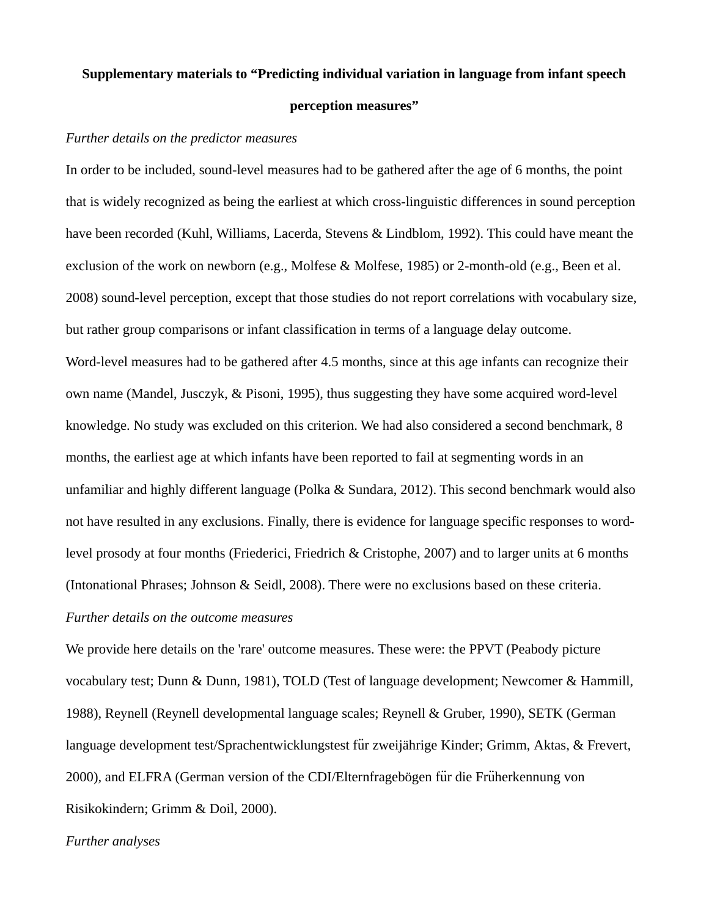**Supplementary materials to "Predicting individual variation in language from infant speech perception measures"**

*Further details on the predictor measures*

In order to be included, sound-level measures had to be gathered after the age of 6 months, the point that is widely recognized as being the earliest at which cross-linguistic differences in sound perception have been recorded (Kuhl, Williams, Lacerda, Stevens & Lindblom, 1992). This could have meant the exclusion of the work on newborn (e.g., Molfese & Molfese, 1985) or 2-month-old (e.g., Been et al. 2008) sound-level perception, except that those studies do not report correlations with vocabulary size, but rather group comparisons or infant classification in terms of a language delay outcome.

Word-level measures had to be gathered after 4.5 months, since at this age infants can recognize their own name (Mandel, Jusczyk, & Pisoni, 1995), thus suggesting they have some acquired word-level knowledge. No study was excluded on this criterion. We had also considered a second benchmark, 8 months, the earliest age at which infants have been reported to fail at segmenting words in an unfamiliar and highly different language (Polka & Sundara, 2012). This second benchmark would also not have resulted in any exclusions. Finally, there is evidence for language specific responses to word-level prosody at four months (Friederici, Friedrich & Cristophe, 2007) and to larger units at 6 months (Intonational Phrases; Johnson & Seidl, 2008). There were no exclusions based on these criteria.

*Further details on the outcome measures*

We provide here details on the 'rare' outcome measures. These were: the PPVT (Peabody picture vocabulary test; Dunn & Dunn, 1981), TOLD (Test of language development; Newcomer & Hammill, 1988), Reynell (Reynell developmental language scales; Reynell & Gruber, 1990), SETK (German language development test/Sprachentwicklungstest für zweijährige Kinder; Grimm, Aktas, & Frevert, 2000), and ELFRA (German version of the CDI/Elternfragebögen für die Früherkennung von Risikokindern; Grimm & Doil, 2000).

*Further analyses*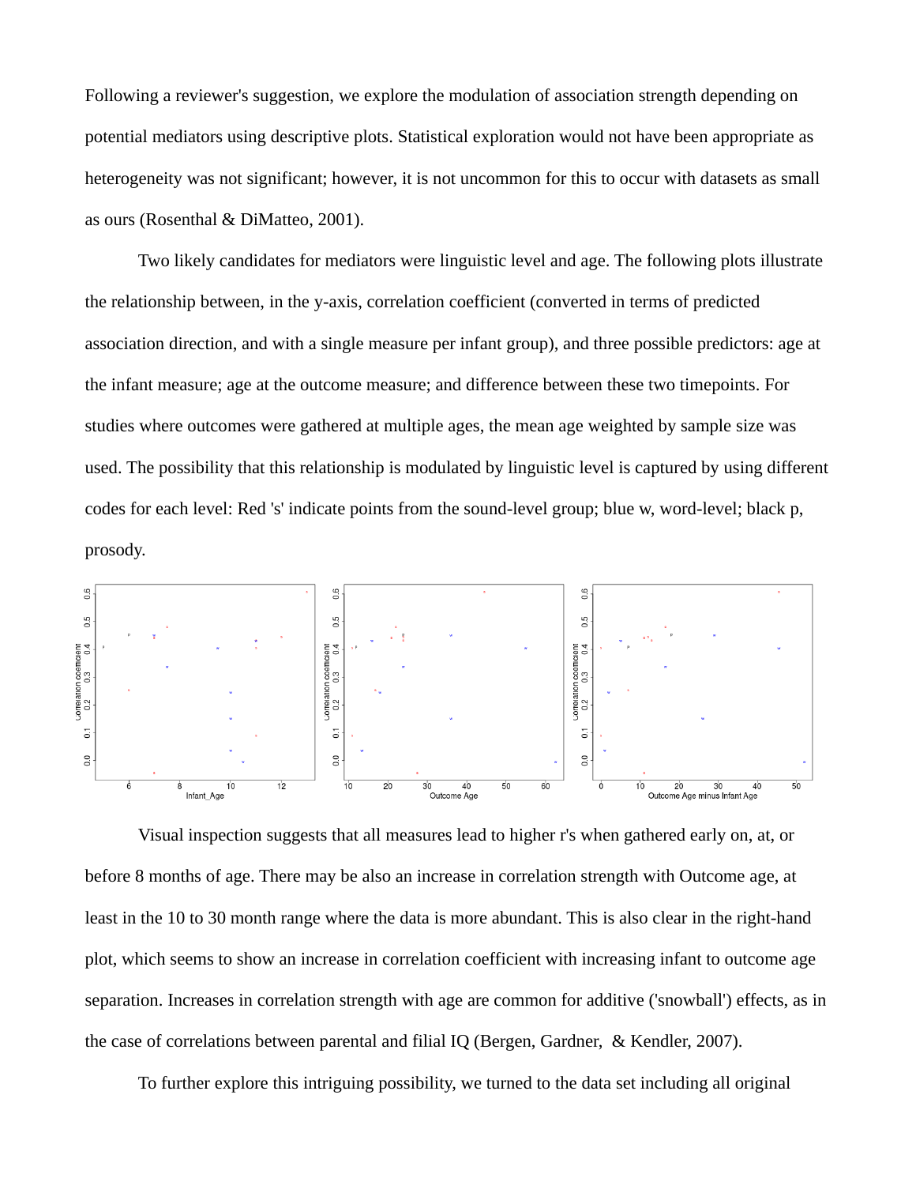Following a reviewer's suggestion, we explore the modulation of association strength depending on potential mediators using descriptive plots. Statistical exploration would not have been appropriate as heterogeneity was not significant; however, it is not uncommon for this to occur with datasets as small as ours (Rosenthal & DiMatteo, 2001).

Two likely candidates for mediators were linguistic level and age. The following plots illustrate the relationship between, in the y-axis, correlation coefficient (converted in terms of predicted association direction, and with a single measure per infant group), and three possible predictors: age at the infant measure; age at the outcome measure; and difference between these two timepoints. For studies where outcomes were gathered at multiple ages, the mean age weighted by sample size was used. The possibility that this relationship is modulated by linguistic level is captured by using different codes for each level: Red 's' indicate points from the sound-level group; blue w, word-level; black p, prosody.

Visual inspection suggests that all measures lead to higher r's when gathered early on, at, or before 8 months of age. There may be also an increase in correlation strength with Outcome age, at least in the 10 to 30 month range where the data is more abundant. This is also clear in the right-hand plot, which seems to show an increase in correlation coefficient with increasing infant to outcome age separation. Increases in correlation strength with age are common for additive ('snowball') effects, as in the case of correlations between parental and filial IQ (Bergen, Gardner, & Kendler, 2007).

To further explore this intriguing possibility, we turned to the data set including all original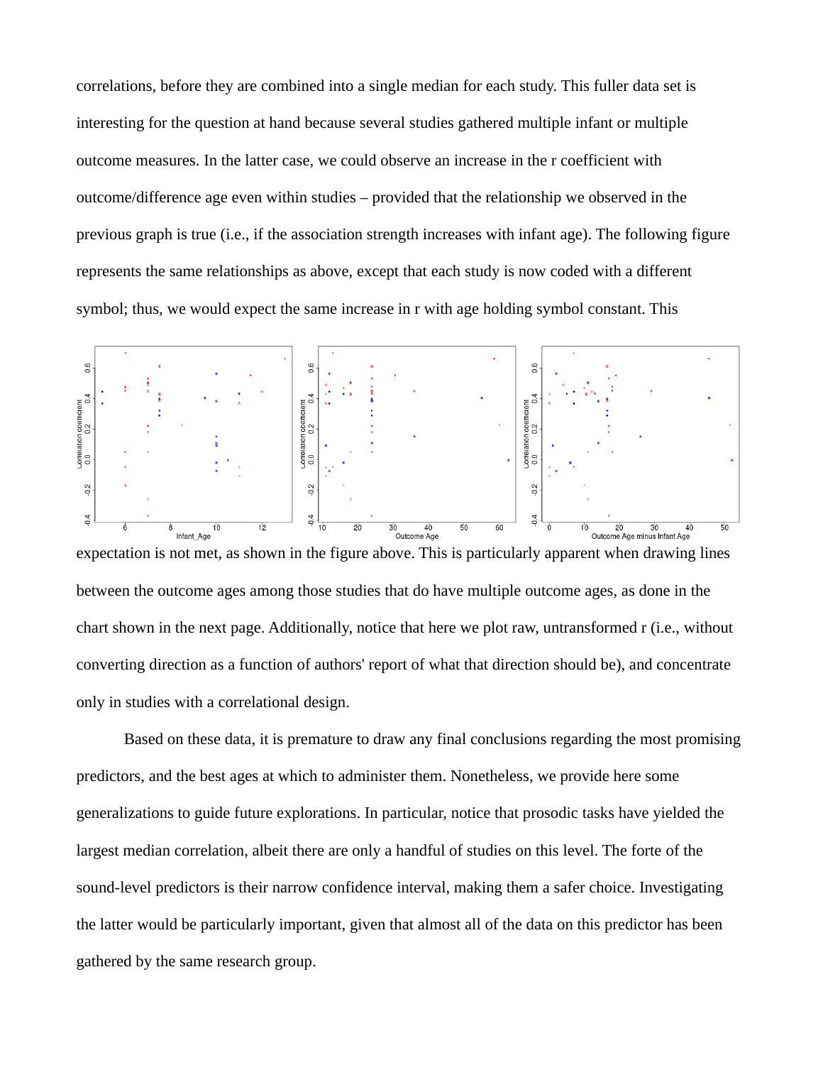correlations, before they are combined into a single median for each study. This fuller data set is interesting for the question at hand because several studies gathered multiple infant or multiple outcome measures. In the latter case, we could observe an increase in the r coefficient with outcome/difference age even within studies – provided that the relationship we observed in the previous graph is true (i.e., if the association strength increases with infant age). The following figure represents the same relationships as above, except that each study is now coded with a different symbol; thus, we would expect the same increase in r with age holding symbol constant. This expectation is not met, as shown in the figure above. This is particularly apparent when drawing lines between the outcome ages among those studies that do have multiple outcome ages, as done in the chart shown in the next page. Additionally, notice that here we plot raw, untransformed r (i.e., without converting direction as a function of authors' report of what that direction should be), and concentrate only in studies with a correlational design.

Based on these data, it is premature to draw any final conclusions regarding the most promising predictors, and the best ages at which to administer them. Nonetheless, we provide here some generalizations to guide future explorations. In particular, notice that prosodic tasks have yielded the largest median correlation, albeit there are only a handful of studies on this level. The forte of the sound-level predictors is their narrow confidence interval, making them a safer choice. Investigating the latter would be particularly important, given that almost all of the data on this predictor has been gathered by the same research group.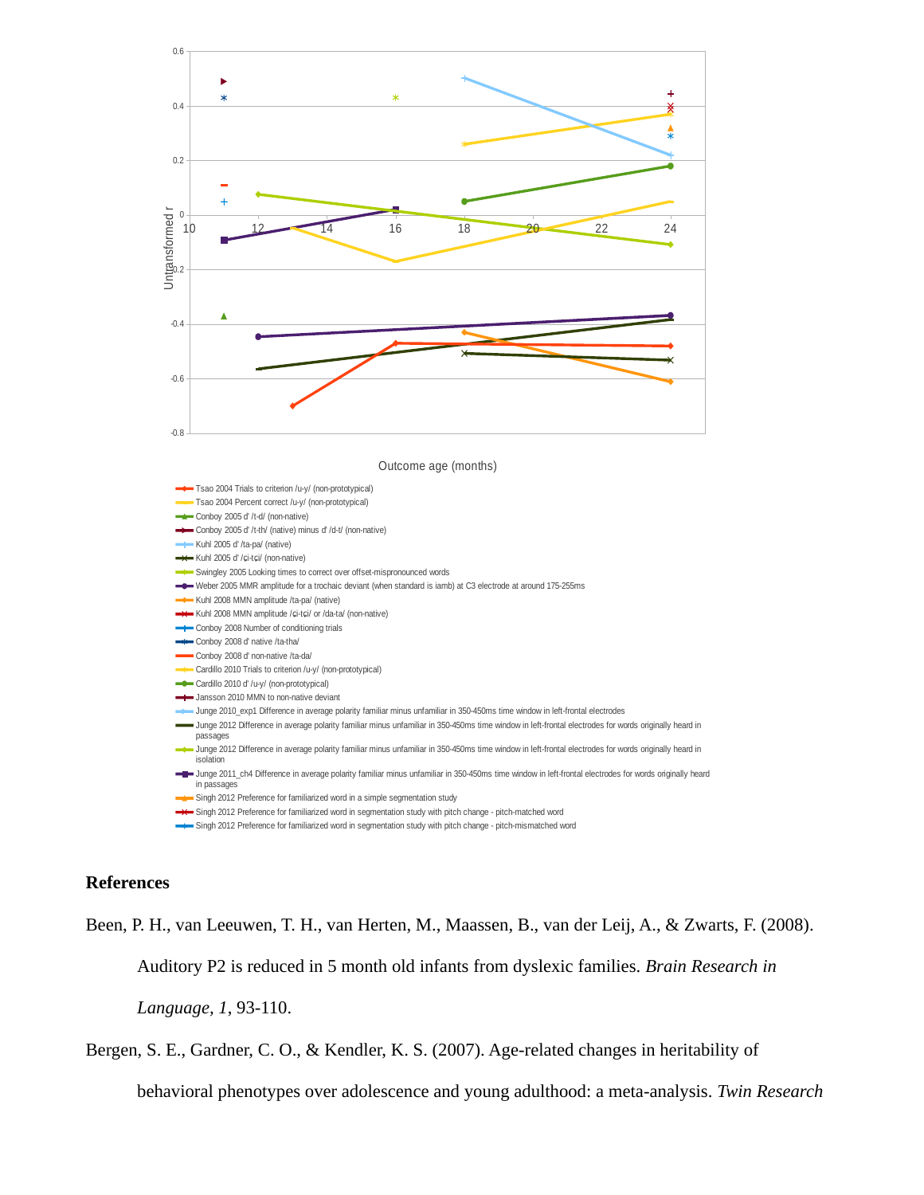Untransformed r

0.6
0.4
0.2
0
-0.2
-0.4
-0.6
-0.8

10 12 14 16 18 20 22 24

Outcome age (months)

- Tsao 2004 Trials to criterion /u-y/ (non-prototypical)
- Tsao 2004 Percent correct /u-y/ (non-prototypical)
- Conboy 2005 d' /t-d/ (non-native)
- Conboy 2005 d' /t-th/ (native) minus d' /d-t/ (non-native)
- Kuhl 2005 d' /ta-pa/ (native)
- Kuhl 2005 d' /ɕi-tɕi/ (non-native)
- Swingley 2005 Looking times to correct over offset-mispronounced words
- Weber 2005 MMR amplitude for a trochaic deviant (when standard is iamb) at C3 electrode at around 175-255ms
- Kuhl 2008 MMN amplitude /ta-pa/ (native)
- Kuhl 2008 MMN amplitude /ɕi-tɕi/ or /da-ta/ (non-native)
- Conboy 2008 Number of conditioning trials
- Conboy 2008 d' native /ta-tha/
- Conboy 2008 d' non-native /ta-da/
- Cardillo 2010 Trials to criterion /u-y/ (non-prototypical)
- Cardillo 2010 d' /u-y/ (non-prototypical)
- Jansson 2010 MMN to non-native deviant
- Junge 2010_exp1 Difference in average polarity familiar minus unfamiliar in 350-450ms time window in left-frontal electrodes
- Junge 2012 Difference in average polarity familiar minus unfamiliar in 350-450ms time window in left-frontal electrodes for words originally heard in passages
- Junge 2012 Difference in average polarity familiar minus unfamiliar in 350-450ms time window in left-frontal electrodes for words originally heard in isolation
- Junge 2011_ch4 Difference in average polarity familiar minus unfamiliar in 350-450ms time window in left-frontal electrodes for words originally heard in passages
- Singh 2012 Preference for familiarized word in a simple segmentation study
- Singh 2012 Preference for familiarized word in segmentation study with pitch change - pitch-matched word
- Singh 2012 Preference for familiarized word in segmentation study with pitch change - pitch-mismatched word

## References

Been, P. H., van Leeuwen, T. H., van Herten, M., Maassen, B., van der Leij, A., & Zwarts, F. (2008). Auditory P2 is reduced in 5 month old infants from dyslexic families. *Brain Research in Language*, *1*, 93-110.

Bergen, S. E., Gardner, C. O., & Kendler, K. S. (2007). Age-related changes in heritability of behavioral phenotypes over adolescence and young adulthood: a meta-analysis. *Twin Research*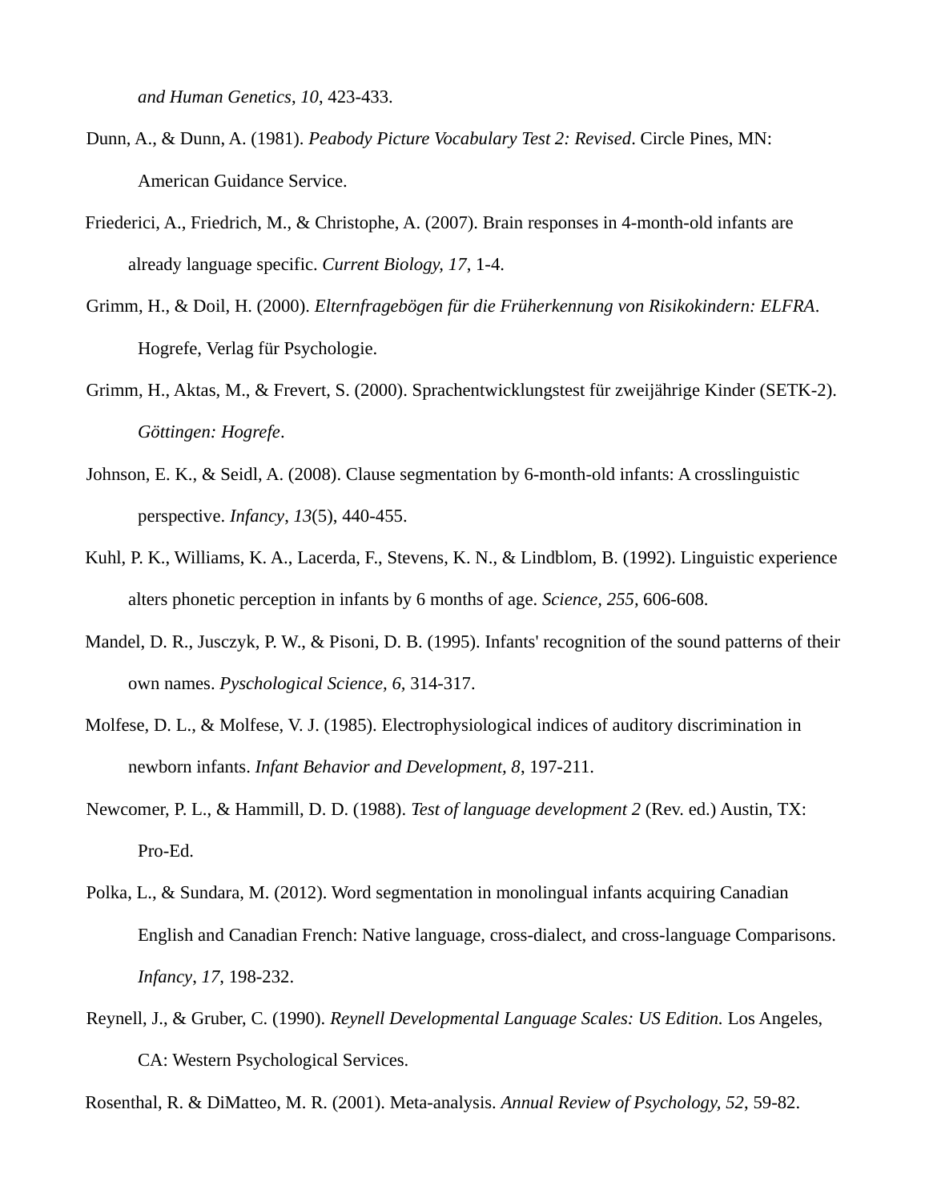*and Human Genetics, 10*, 423-433.

Dunn, A., & Dunn, A. (1981). *Peabody Picture Vocabulary Test 2: Revised*. Circle Pines, MN: American Guidance Service.

Friederici, A., Friedrich, M., & Christophe, A. (2007). Brain responses in 4-month-old infants are already language specific. *Current Biology, 17*, 1-4.

Grimm, H., & Doil, H. (2000). *Elternfragebögen für die Früherkennung von Risikokindern: ELFRA*. Hogrefe, Verlag für Psychologie.

Grimm, H., Aktas, M., & Frevert, S. (2000). Sprachentwicklungstest für zweijährige Kinder (SETK-2). *Göttingen: Hogrefe*.

Johnson, E. K., & Seidl, A. (2008). Clause segmentation by 6-month-old infants: A crosslinguistic perspective. *Infancy*, *13*(5), 440-455.

Kuhl, P. K., Williams, K. A., Lacerda, F., Stevens, K. N., & Lindblom, B. (1992). Linguistic experience alters phonetic perception in infants by 6 months of age. *Science, 255*, 606-608.

Mandel, D. R., Jusczyk, P. W., & Pisoni, D. B. (1995). Infants' recognition of the sound patterns of their own names. *Pyschological Science, 6*, 314-317.

Molfese, D. L., & Molfese, V. J. (1985). Electrophysiological indices of auditory discrimination in newborn infants. *Infant Behavior and Development, 8*, 197-211.

Newcomer, P. L., & Hammill, D. D. (1988). *Test of language development 2* (Rev. ed.) Austin, TX: Pro-Ed.

Polka, L., & Sundara, M. (2012). Word segmentation in monolingual infants acquiring Canadian English and Canadian French: Native language, cross-dialect, and cross-language Comparisons. *Infancy*, *17*, 198-232.

Reynell, J., & Gruber, C. (1990). *Reynell Developmental Language Scales: US Edition.* Los Angeles, CA: Western Psychological Services.

Rosenthal, R. & DiMatteo, M. R. (2001). Meta-analysis. *Annual Review of Psychology, 52*, 59-82.